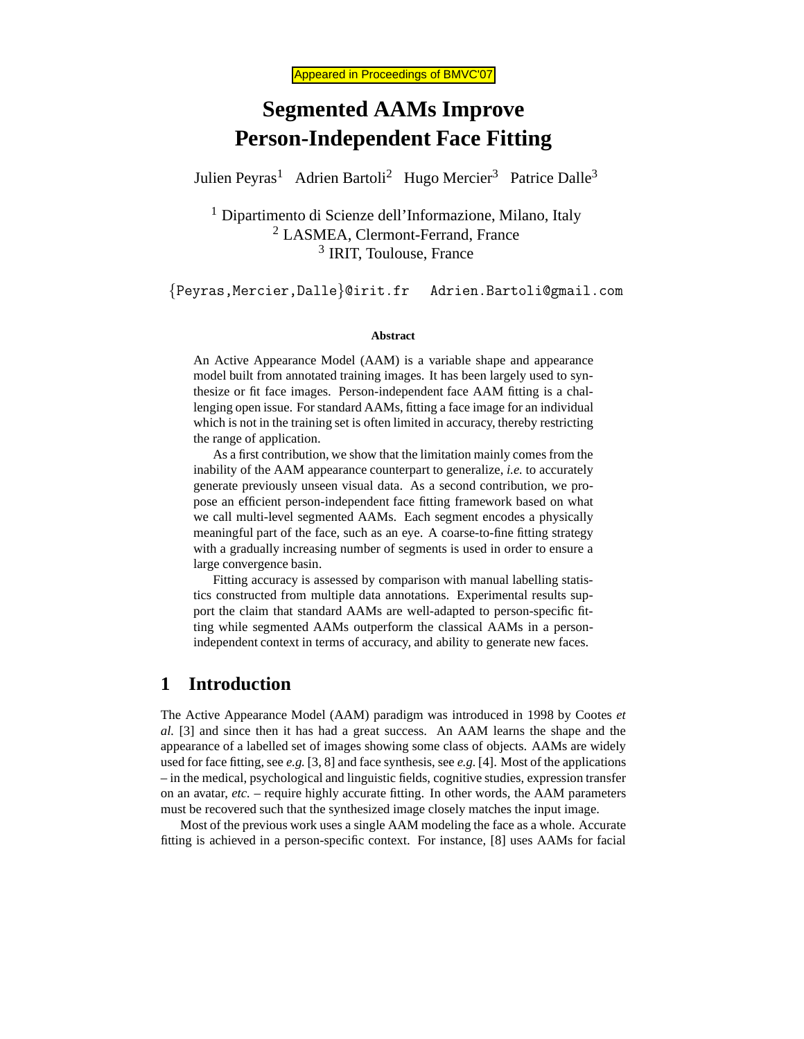Appeared in Proceedings of BMVC'07

# Segmented AAMs Improve Person-Independent Face Fitting

Julien Peyras[1] Adrien Bartoli[2] Hugo Mercier[3] Patrice Dalle[3]

[1] Dipartimento di Scienze dell'Informazione, Milano, Italy
[2] LASMEA, Clermont-Ferrand, France
[3] IRIT, Toulouse, France

{Peyras,Mercier,Dalle}@irit.fr Adrien.Bartoli@gmail.com

### Abstract

An Active Appearance Model (AAM) is a variable shape and appearance model built from annotated training images. It has been largely used to synthesize or fit face images. Person-independent face AAM fitting is a challenging open issue. For standard AAMs, fitting a face image for an individual which is not in the training set is often limited in accuracy, thereby restricting the range of application.

As a first contribution, we show that the limitation mainly comes from the inability of the AAM appearance counterpart to generalize, *i.e.* to accurately generate previously unseen visual data. As a second contribution, we propose an efficient person-independent face fitting framework based on what we call multi-level segmented AAMs. Each segment encodes a physically meaningful part of the face, such as an eye. A coarse-to-fine fitting strategy with a gradually increasing number of segments is used in order to ensure a large convergence basin.

Fitting accuracy is assessed by comparison with manual labelling statistics constructed from multiple data annotations. Experimental results support the claim that standard AAMs are well-adapted to person-specific fitting while segmented AAMs outperform the classical AAMs in a person-independent context in terms of accuracy, and ability to generate new faces.

## 1 Introduction

The Active Appearance Model (AAM) paradigm was introduced in 1998 by Cootes *et al.* [3] and since then it has had a great success. An AAM learns the shape and the appearance of a labelled set of images showing some class of objects. AAMs are widely used for face fitting, see *e.g.* [3, 8] and face synthesis, see *e.g.* [4]. Most of the applications – in the medical, psychological and linguistic fields, cognitive studies, expression transfer on an avatar, *etc.* – require highly accurate fitting. In other words, the AAM parameters must be recovered such that the synthesized image closely matches the input image.

Most of the previous work uses a single AAM modeling the face as a whole. Accurate fitting is achieved in a person-specific context. For instance, [8] uses AAMs for facial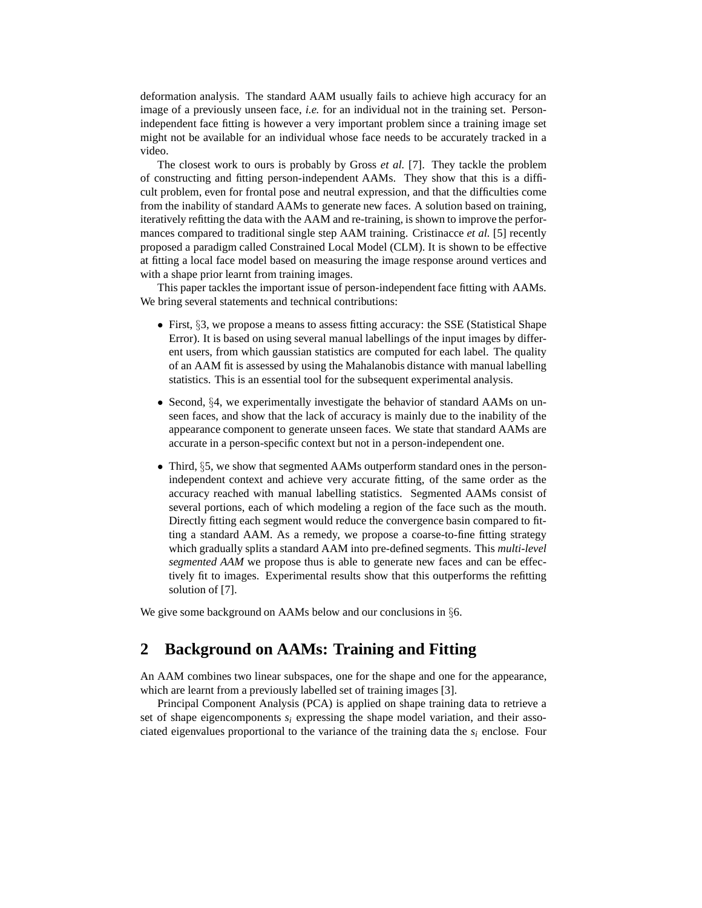deformation analysis. The standard AAM usually fails to achieve high accuracy for an image of a previously unseen face, *i.e.* for an individual not in the training set. Person-independent face fitting is however a very important problem since a training image set might not be available for an individual whose face needs to be accurately tracked in a video.

The closest work to ours is probably by Gross *et al.* [7]. They tackle the problem of constructing and fitting person-independent AAMs. They show that this is a difficult problem, even for frontal pose and neutral expression, and that the difficulties come from the inability of standard AAMs to generate new faces. A solution based on training, iteratively refitting the data with the AAM and re-training, is shown to improve the performances compared to traditional single step AAM training. Cristinacce *et al.* [5] recently proposed a paradigm called Constrained Local Model (CLM). It is shown to be effective at fitting a local face model based on measuring the image response around vertices and with a shape prior learnt from training images.

This paper tackles the important issue of person-independent face fitting with AAMs. We bring several statements and technical contributions:

- First, §3, we propose a means to assess fitting accuracy: the SSE (Statistical Shape Error). It is based on using several manual labellings of the input images by different users, from which gaussian statistics are computed for each label. The quality of an AAM fit is assessed by using the Mahalanobis distance with manual labelling statistics. This is an essential tool for the subsequent experimental analysis.
- Second, §4, we experimentally investigate the behavior of standard AAMs on unseen faces, and show that the lack of accuracy is mainly due to the inability of the appearance component to generate unseen faces. We state that standard AAMs are accurate in a person-specific context but not in a person-independent one.
- Third, §5, we show that segmented AAMs outperform standard ones in the person-independent context and achieve very accurate fitting, of the same order as the accuracy reached with manual labelling statistics. Segmented AAMs consist of several portions, each of which modeling a region of the face such as the mouth. Directly fitting each segment would reduce the convergence basin compared to fitting a standard AAM. As a remedy, we propose a coarse-to-fine fitting strategy which gradually splits a standard AAM into pre-defined segments. This *multi-level segmented AAM* we propose thus is able to generate new faces and can be effectively fit to images. Experimental results show that this outperforms the refitting solution of [7].

We give some background on AAMs below and our conclusions in §6.

## 2 Background on AAMs: Training and Fitting

An AAM combines two linear subspaces, one for the shape and one for the appearance, which are learnt from a previously labelled set of training images [3].

Principal Component Analysis (PCA) is applied on shape training data to retrieve a set of shape eigencomponents $s_i$ expressing the shape model variation, and their associated eigenvalues proportional to the variance of the training data the $s_i$ enclose. Four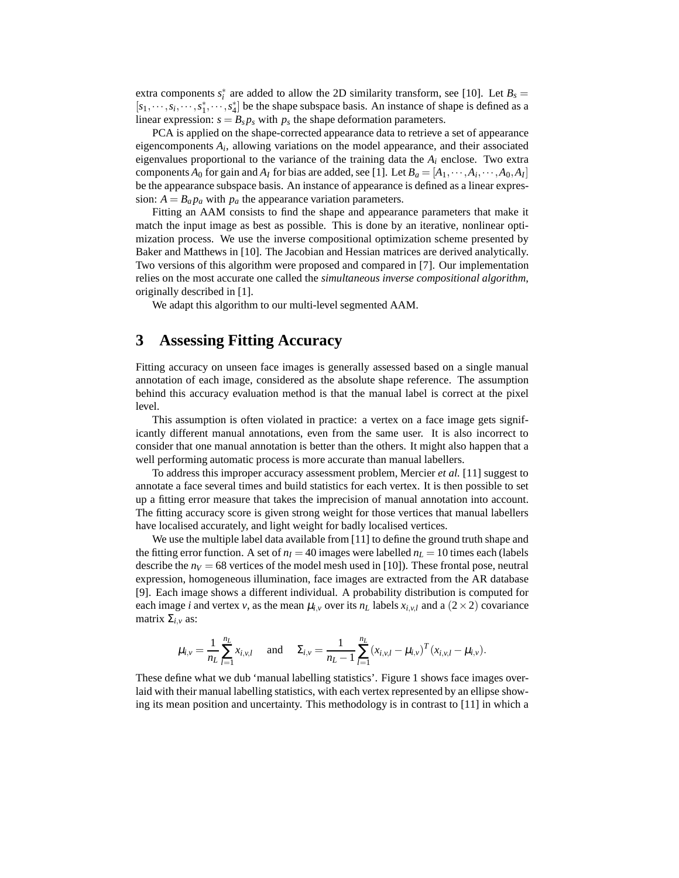extra components $s_i^*$ are added to allow the 2D similarity transform, see [10]. Let $B_s = [s_1, \cdots, s_i, \cdots, s_1^*, \cdots, s_4^*]$ be the shape subspace basis. An instance of shape is defined as a linear expression: $s = B_s p_s$ with $p_s$ the shape deformation parameters.

PCA is applied on the shape-corrected appearance data to retrieve a set of appearance eigencomponents $A_i$, allowing variations on the model appearance, and their associated eigenvalues proportional to the variance of the training data the $A_i$ enclose. Two extra components $A_0$ for gain and $A_I$ for bias are added, see [1]. Let $B_a = [A_1, \cdots, A_i, \cdots, A_0, A_I]$ be the appearance subspace basis. An instance of appearance is defined as a linear expression: $A = B_a p_a$ with $p_a$ the appearance variation parameters.

Fitting an AAM consists to find the shape and appearance parameters that make it match the input image as best as possible. This is done by an iterative, nonlinear optimization process. We use the inverse compositional optimization scheme presented by Baker and Matthews in [10]. The Jacobian and Hessian matrices are derived analytically. Two versions of this algorithm were proposed and compared in [7]. Our implementation relies on the most accurate one called the *simultaneous inverse compositional algorithm*, originally described in [1].

We adapt this algorithm to our multi-level segmented AAM.

# 3 Assessing Fitting Accuracy

Fitting accuracy on unseen face images is generally assessed based on a single manual annotation of each image, considered as the absolute shape reference. The assumption behind this accuracy evaluation method is that the manual label is correct at the pixel level.

This assumption is often violated in practice: a vertex on a face image gets significantly different manual annotations, even from the same user. It is also incorrect to consider that one manual annotation is better than the others. It might also happen that a well performing automatic process is more accurate than manual labellers.

To address this improper accuracy assessment problem, Mercier *et al.* [11] suggest to annotate a face several times and build statistics for each vertex. It is then possible to set up a fitting error measure that takes the imprecision of manual annotation into account. The fitting accuracy score is given strong weight for those vertices that manual labellers have localised accurately, and light weight for badly localised vertices.

We use the multiple label data available from [11] to define the ground truth shape and the fitting error function. A set of $n_I = 40$ images were labelled $n_L = 10$ times each (labels describe the $n_V = 68$ vertices of the model mesh used in [10]). These frontal pose, neutral expression, homogeneous illumination, face images are extracted from the AR database [9]. Each image shows a different individual. A probability distribution is computed for each image $i$ and vertex $v$, as the mean $\mu_{i,v}$ over its $n_L$ labels $x_{i,v,l}$ and a $(2 \times 2)$ covariance matrix $\Sigma_{i,v}$ as:

$$\mu_{i,v} = \frac{1}{n_L} \sum_{l=1}^{n_L} x_{i,v,l} \quad \text{and} \quad \Sigma_{i,v} = \frac{1}{n_L - 1} \sum_{l=1}^{n_L} (x_{i,v,l} - \mu_{i,v})^T (x_{i,v,l} - \mu_{i,v}).$$

These define what we dub 'manual labelling statistics'. Figure 1 shows face images overlaid with their manual labelling statistics, with each vertex represented by an ellipse showing its mean position and uncertainty. This methodology is in contrast to [11] in which a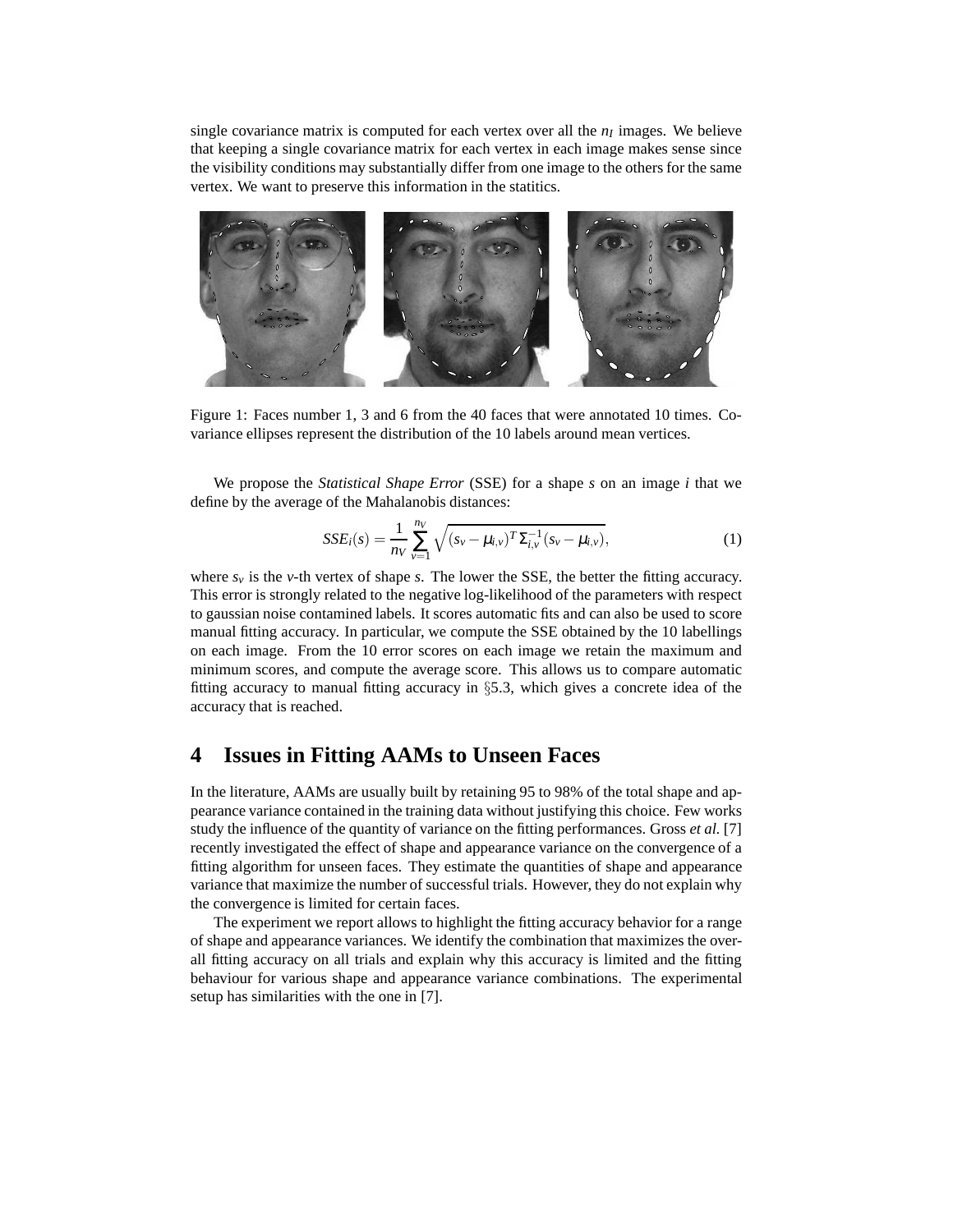single covariance matrix is computed for each vertex over all the $n_I$ images. We believe that keeping a single covariance matrix for each vertex in each image makes sense since the visibility conditions may substantially differ from one image to the others for the same vertex. We want to preserve this information in the statitics.

Figure 1: Faces number 1, 3 and 6 from the 40 faces that were annotated 10 times. Covariance ellipses represent the distribution of the 10 labels around mean vertices.

We propose the *Statistical Shape Error* (SSE) for a shape $s$ on an image $i$ that we define by the average of the Mahalanobis distances:

$$SSE_i(s) = \frac{1}{n_V} \sum_{v=1}^{n_V} \sqrt{(s_v - \mu_{i,v})^T \Sigma_{i,v}^{-1} (s_v - \mu_{i,v})}, \tag{1}$$

where $s_v$ is the $v$-th vertex of shape $s$. The lower the SSE, the better the fitting accuracy. This error is strongly related to the negative log-likelihood of the parameters with respect to gaussian noise contamined labels. It scores automatic fits and can also be used to score manual fitting accuracy. In particular, we compute the SSE obtained by the 10 labellings on each image. From the 10 error scores on each image we retain the maximum and minimum scores, and compute the average score. This allows us to compare automatic fitting accuracy to manual fitting accuracy in §5.3, which gives a concrete idea of the accuracy that is reached.

## 4 Issues in Fitting AAMs to Unseen Faces

In the literature, AAMs are usually built by retaining 95 to 98% of the total shape and appearance variance contained in the training data without justifying this choice. Few works study the influence of the quantity of variance on the fitting performances. Gross *et al.* [7] recently investigated the effect of shape and appearance variance on the convergence of a fitting algorithm for unseen faces. They estimate the quantities of shape and appearance variance that maximize the number of successful trials. However, they do not explain why the convergence is limited for certain faces.

The experiment we report allows to highlight the fitting accuracy behavior for a range of shape and appearance variances. We identify the combination that maximizes the overall fitting accuracy on all trials and explain why this accuracy is limited and the fitting behaviour for various shape and appearance variance combinations. The experimental setup has similarities with the one in [7].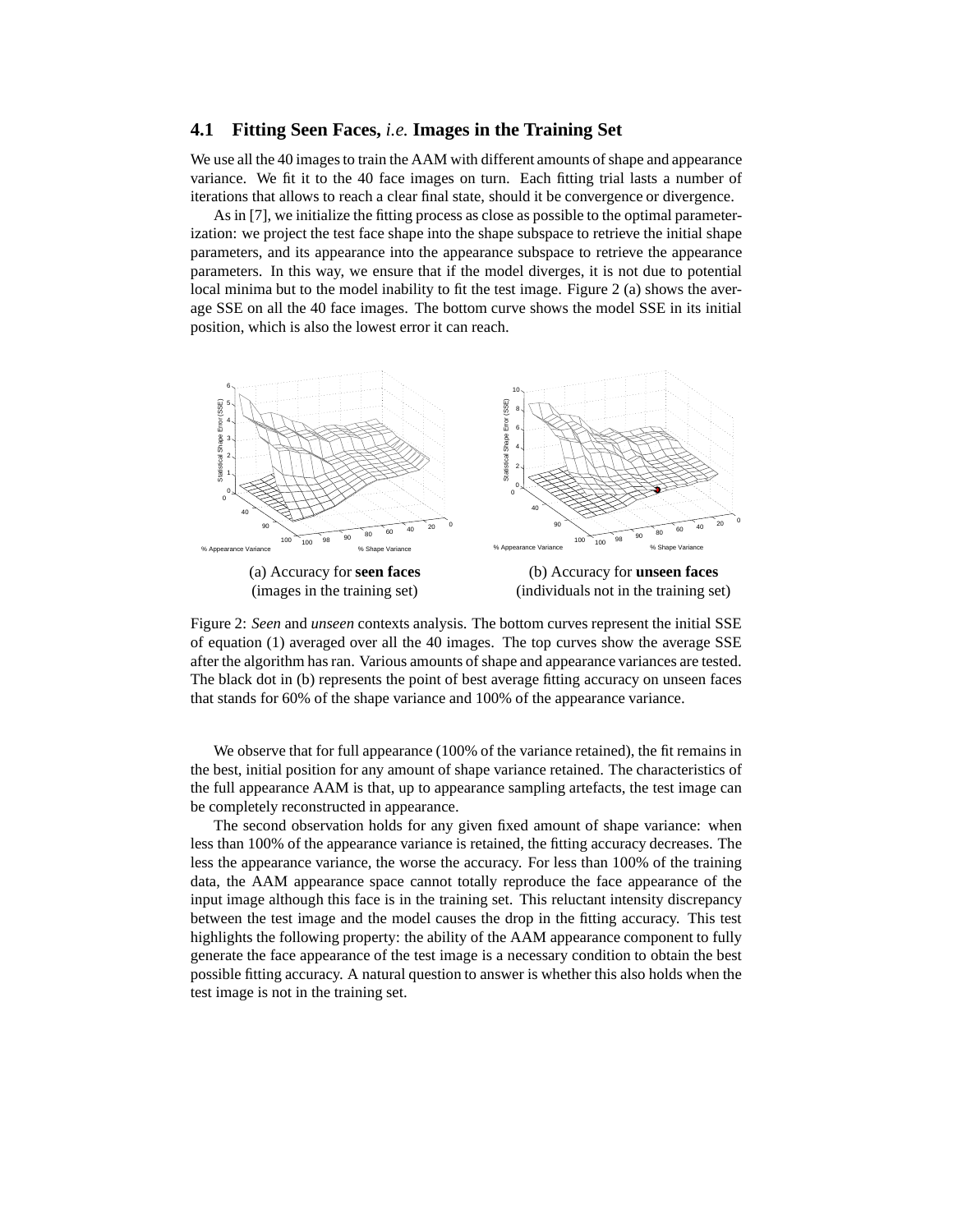### 4.1 Fitting Seen Faces, *i.e.* Images in the Training Set

We use all the 40 images to train the AAM with different amounts of shape and appearance variance. We fit it to the 40 face images on turn. Each fitting trial lasts a number of iterations that allows to reach a clear final state, should it be convergence or divergence.

As in [7], we initialize the fitting process as close as possible to the optimal parameterization: we project the test face shape into the shape subspace to retrieve the initial shape parameters, and its appearance into the appearance subspace to retrieve the appearance parameters. In this way, we ensure that if the model diverges, it is not due to potential local minima but to the model inability to fit the test image. Figure 2 (a) shows the average SSE on all the 40 face images. The bottom curve shows the model SSE in its initial position, which is also the lowest error it can reach.

(a) Accuracy for **seen faces** (images in the training set)

(b) Accuracy for **unseen faces** (individuals not in the training set)

Figure 2: *Seen* and *unseen* contexts analysis. The bottom curves represent the initial SSE of equation (1) averaged over all the 40 images. The top curves show the average SSE after the algorithm has ran. Various amounts of shape and appearance variances are tested. The black dot in (b) represents the point of best average fitting accuracy on unseen faces that stands for 60% of the shape variance and 100% of the appearance variance.

We observe that for full appearance (100% of the variance retained), the fit remains in the best, initial position for any amount of shape variance retained. The characteristics of the full appearance AAM is that, up to appearance sampling artefacts, the test image can be completely reconstructed in appearance.

The second observation holds for any given fixed amount of shape variance: when less than 100% of the appearance variance is retained, the fitting accuracy decreases. The less the appearance variance, the worse the accuracy. For less than 100% of the training data, the AAM appearance space cannot totally reproduce the face appearance of the input image although this face is in the training set. This reluctant intensity discrepancy between the test image and the model causes the drop in the fitting accuracy. This test highlights the following property: the ability of the AAM appearance component to fully generate the face appearance of the test image is a necessary condition to obtain the best possible fitting accuracy. A natural question to answer is whether this also holds when the test image is not in the training set.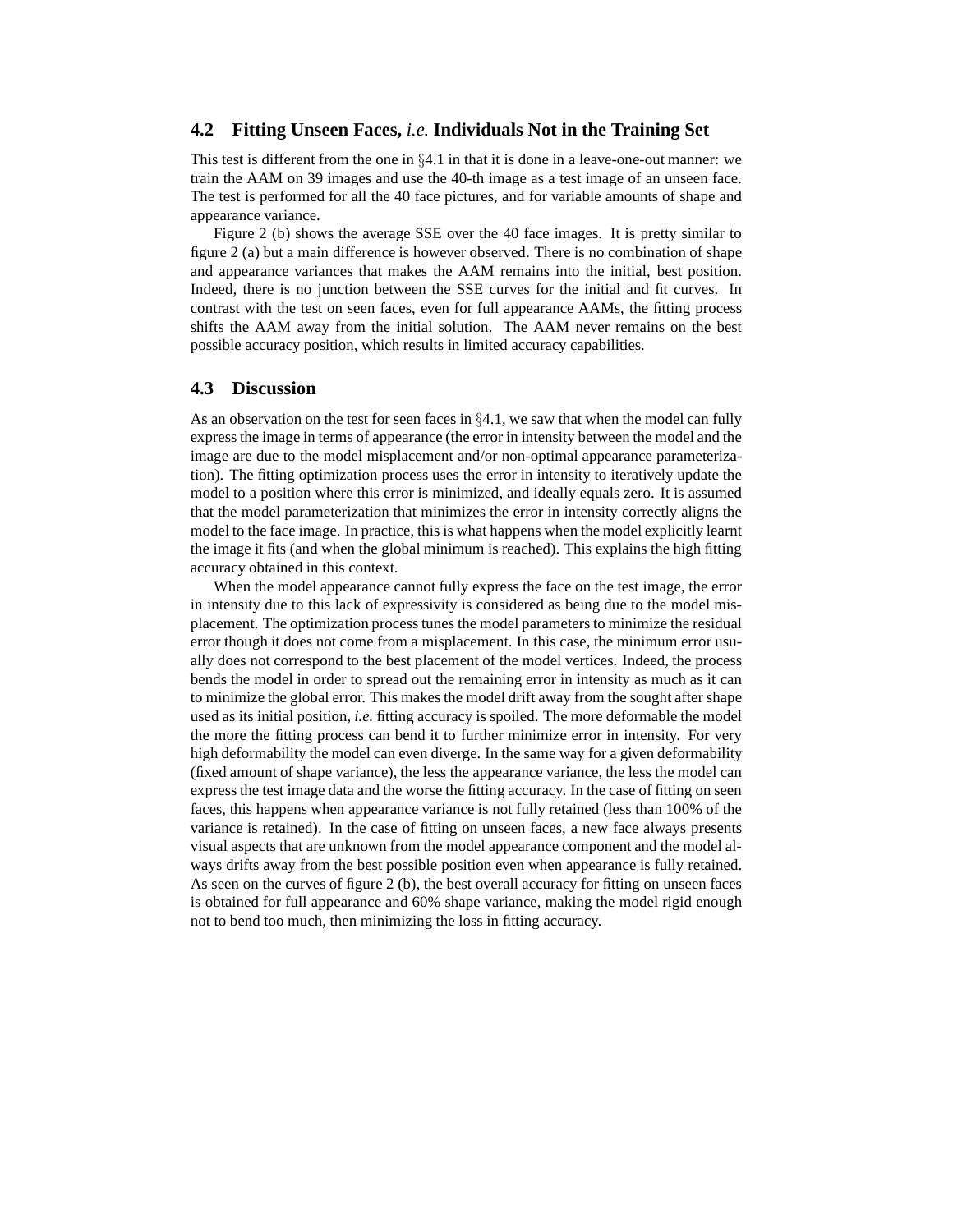### 4.2 Fitting Unseen Faces, *i.e.* Individuals Not in the Training Set

This test is different from the one in §4.1 in that it is done in a leave-one-out manner: we train the AAM on 39 images and use the 40-th image as a test image of an unseen face. The test is performed for all the 40 face pictures, and for variable amounts of shape and appearance variance.

Figure 2 (b) shows the average SSE over the 40 face images. It is pretty similar to figure 2 (a) but a main difference is however observed. There is no combination of shape and appearance variances that makes the AAM remains into the initial, best position. Indeed, there is no junction between the SSE curves for the initial and fit curves. In contrast with the test on seen faces, even for full appearance AAMs, the fitting process shifts the AAM away from the initial solution. The AAM never remains on the best possible accuracy position, which results in limited accuracy capabilities.

### 4.3 Discussion

As an observation on the test for seen faces in §4.1, we saw that when the model can fully express the image in terms of appearance (the error in intensity between the model and the image are due to the model misplacement and/or non-optimal appearance parameterization). The fitting optimization process uses the error in intensity to iteratively update the model to a position where this error is minimized, and ideally equals zero. It is assumed that the model parameterization that minimizes the error in intensity correctly aligns the model to the face image. In practice, this is what happens when the model explicitly learnt the image it fits (and when the global minimum is reached). This explains the high fitting accuracy obtained in this context.

When the model appearance cannot fully express the face on the test image, the error in intensity due to this lack of expressivity is considered as being due to the model misplacement. The optimization process tunes the model parameters to minimize the residual error though it does not come from a misplacement. In this case, the minimum error usually does not correspond to the best placement of the model vertices. Indeed, the process bends the model in order to spread out the remaining error in intensity as much as it can to minimize the global error. This makes the model drift away from the sought after shape used as its initial position, *i.e.* fitting accuracy is spoiled. The more deformable the model the more the fitting process can bend it to further minimize error in intensity. For very high deformability the model can even diverge. In the same way for a given deformability (fixed amount of shape variance), the less the appearance variance, the less the model can express the test image data and the worse the fitting accuracy. In the case of fitting on seen faces, this happens when appearance variance is not fully retained (less than 100% of the variance is retained). In the case of fitting on unseen faces, a new face always presents visual aspects that are unknown from the model appearance component and the model always drifts away from the best possible position even when appearance is fully retained. As seen on the curves of figure 2 (b), the best overall accuracy for fitting on unseen faces is obtained for full appearance and 60% shape variance, making the model rigid enough not to bend too much, then minimizing the loss in fitting accuracy.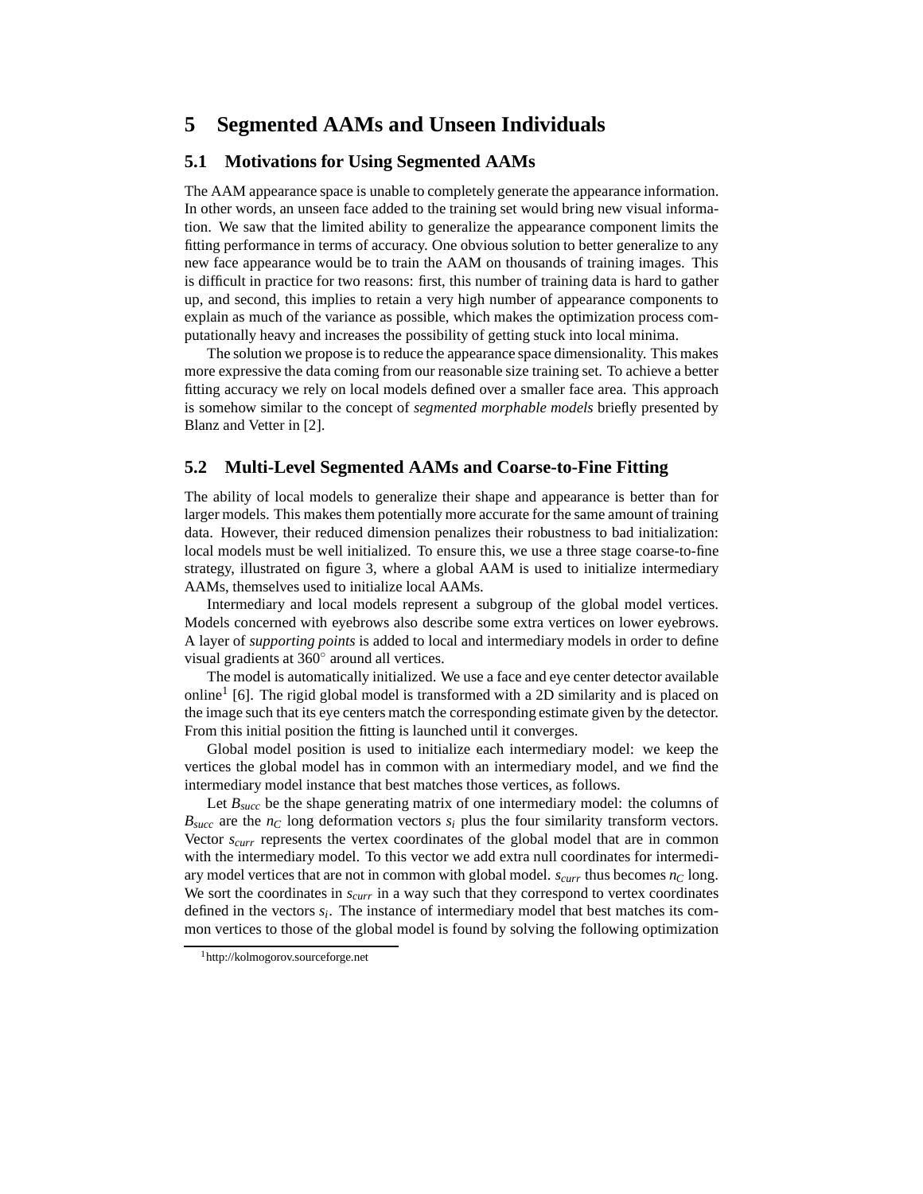## 5 Segmented AAMs and Unseen Individuals

### 5.1 Motivations for Using Segmented AAMs

The AAM appearance space is unable to completely generate the appearance information. In other words, an unseen face added to the training set would bring new visual information. We saw that the limited ability to generalize the appearance component limits the fitting performance in terms of accuracy. One obvious solution to better generalize to any new face appearance would be to train the AAM on thousands of training images. This is difficult in practice for two reasons: first, this number of training data is hard to gather up, and second, this implies to retain a very high number of appearance components to explain as much of the variance as possible, which makes the optimization process computationally heavy and increases the possibility of getting stuck into local minima.

The solution we propose is to reduce the appearance space dimensionality. This makes more expressive the data coming from our reasonable size training set. To achieve a better fitting accuracy we rely on local models defined over a smaller face area. This approach is somehow similar to the concept of *segmented morphable models* briefly presented by Blanz and Vetter in [2].

### 5.2 Multi-Level Segmented AAMs and Coarse-to-Fine Fitting

The ability of local models to generalize their shape and appearance is better than for larger models. This makes them potentially more accurate for the same amount of training data. However, their reduced dimension penalizes their robustness to bad initialization: local models must be well initialized. To ensure this, we use a three stage coarse-to-fine strategy, illustrated on figure 3, where a global AAM is used to initialize intermediary AAMs, themselves used to initialize local AAMs.

Intermediary and local models represent a subgroup of the global model vertices. Models concerned with eyebrows also describe some extra vertices on lower eyebrows. A layer of *supporting points* is added to local and intermediary models in order to define visual gradients at $360^{\circ}$ around all vertices.

The model is automatically initialized. We use a face and eye center detector available online[1] [6]. The rigid global model is transformed with a 2D similarity and is placed on the image such that its eye centers match the corresponding estimate given by the detector. From this initial position the fitting is launched until it converges.

Global model position is used to initialize each intermediary model: we keep the vertices the global model has in common with an intermediary model, and we find the intermediary model instance that best matches those vertices, as follows.

Let $B_{succ}$ be the shape generating matrix of one intermediary model: the columns of $B_{succ}$ are the $n_C$ long deformation vectors $s_i$ plus the four similarity transform vectors. Vector $s_{curr}$ represents the vertex coordinates of the global model that are in common with the intermediary model. To this vector we add extra null coordinates for intermediary model vertices that are not in common with global model. $s_{curr}$ thus becomes $n_C$ long. We sort the coordinates in $s_{curr}$ in a way such that they correspond to vertex coordinates defined in the vectors $s_i$. The instance of intermediary model that best matches its common vertices to those of the global model is found by solving the following optimization

[1] http://kolmogorov.sourceforge.net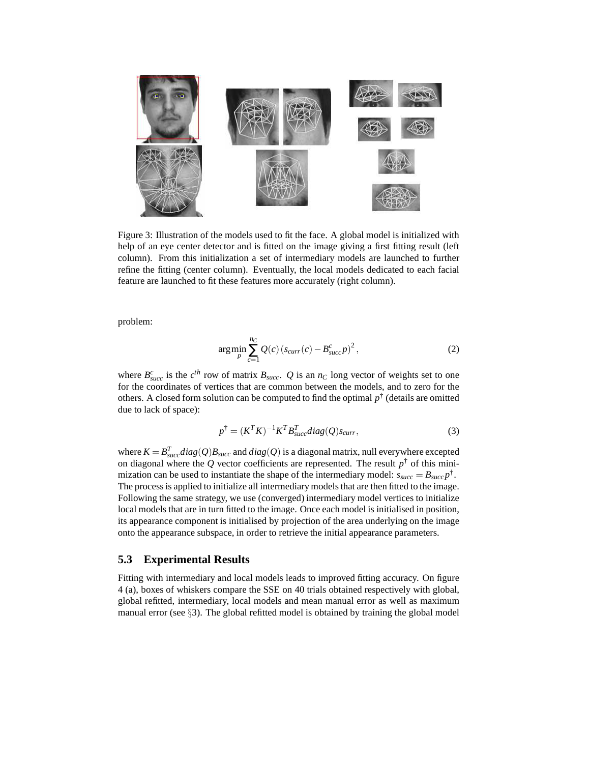Figure 3: Illustration of the models used to fit the face. A global model is initialized with help of an eye center detector and is fitted on the image giving a first fitting result (left column). From this initialization a set of intermediary models are launched to further refine the fitting (center column). Eventually, the local models dedicated to each facial feature are launched to fit these features more accurately (right column).

problem:

$$\arg\min_{p} \sum_{c=1}^{n_C} Q(c) \left(s_{curr}(c) - B_{succ}^{c} p\right)^2, \tag{2}$$

where $B_{succ}^{c}$ is the $c^{th}$ row of matrix $B_{succ}$. $Q$ is an $n_C$ long vector of weights set to one for the coordinates of vertices that are common between the models, and to zero for the others. A closed form solution can be computed to find the optimal $p^{\dagger}$ (details are omitted due to lack of space):

$$p^{\dagger} = (K^T K)^{-1} K^T B_{succ}^T diag(Q) s_{curr}, \tag{3}$$

where $K = B_{succ}^T diag(Q) B_{succ}$ and $diag(Q)$ is a diagonal matrix, null everywhere excepted on diagonal where the $Q$ vector coefficients are represented. The result $p^{\dagger}$ of this minimization can be used to instantiate the shape of the intermediary model: $s_{succ} = B_{succ} p^{\dagger}$. The process is applied to initialize all intermediary models that are then fitted to the image. Following the same strategy, we use (converged) intermediary model vertices to initialize local models that are in turn fitted to the image. Once each model is initialised in position, its appearance component is initialised by projection of the area underlying on the image onto the appearance subspace, in order to retrieve the initial appearance parameters.

## 5.3 Experimental Results

Fitting with intermediary and local models leads to improved fitting accuracy. On figure 4 (a), boxes of whiskers compare the SSE on 40 trials obtained respectively with global, global refitted, intermediary, local models and mean manual error as well as maximum manual error (see §3). The global refitted model is obtained by training the global model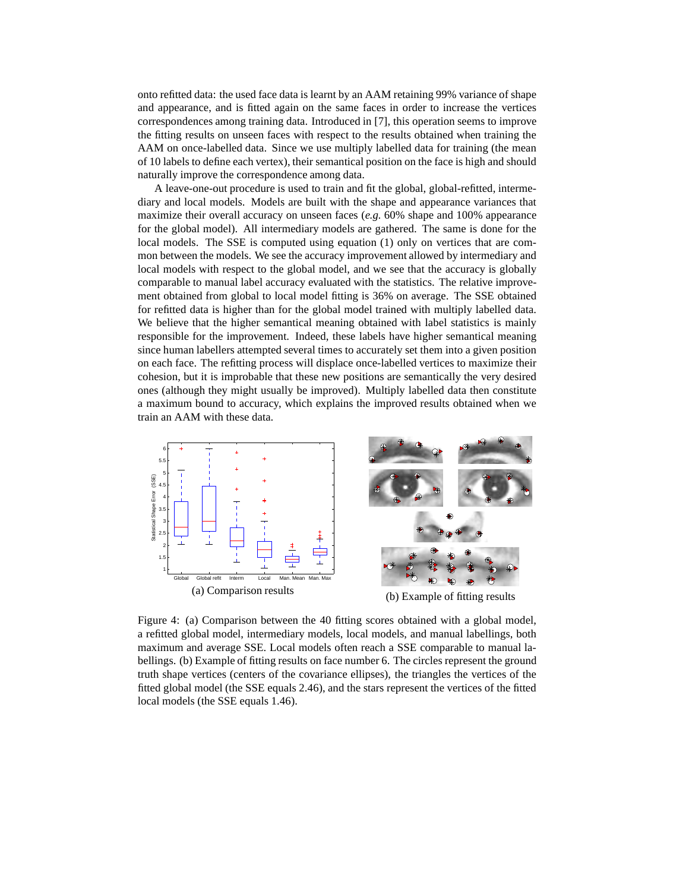onto refitted data: the used face data is learnt by an AAM retaining 99% variance of shape and appearance, and is fitted again on the same faces in order to increase the vertices correspondences among training data. Introduced in [7], this operation seems to improve the fitting results on unseen faces with respect to the results obtained when training the AAM on once-labelled data. Since we use multiply labelled data for training (the mean of 10 labels to define each vertex), their semantical position on the face is high and should naturally improve the correspondence among data.

A leave-one-out procedure is used to train and fit the global, global-refitted, intermediary and local models. Models are built with the shape and appearance variances that maximize their overall accuracy on unseen faces (*e.g.* 60% shape and 100% appearance for the global model). All intermediary models are gathered. The same is done for the local models. The SSE is computed using equation (1) only on vertices that are common between the models. We see the accuracy improvement allowed by intermediary and local models with respect to the global model, and we see that the accuracy is globally comparable to manual label accuracy evaluated with the statistics. The relative improvement obtained from global to local model fitting is 36% on average. The SSE obtained for refitted data is higher than for the global model trained with multiply labelled data. We believe that the higher semantical meaning obtained with label statistics is mainly responsible for the improvement. Indeed, these labels have higher semantical meaning since human labellers attempted several times to accurately set them into a given position on each face. The refitting process will displace once-labelled vertices to maximize their cohesion, but it is improbable that these new positions are semantically the very desired ones (although they might usually be improved). Multiply labelled data then constitute a maximum bound to accuracy, which explains the improved results obtained when we train an AAM with these data.

(a) Comparison results

(b) Example of fitting results

Figure 4: (a) Comparison between the 40 fitting scores obtained with a global model, a refitted global model, intermediary models, local models, and manual labellings, both maximum and average SSE. Local models often reach a SSE comparable to manual labellings. (b) Example of fitting results on face number 6. The circles represent the ground truth shape vertices (centers of the covariance ellipses), the triangles the vertices of the fitted global model (the SSE equals 2.46), and the stars represent the vertices of the fitted local models (the SSE equals 1.46).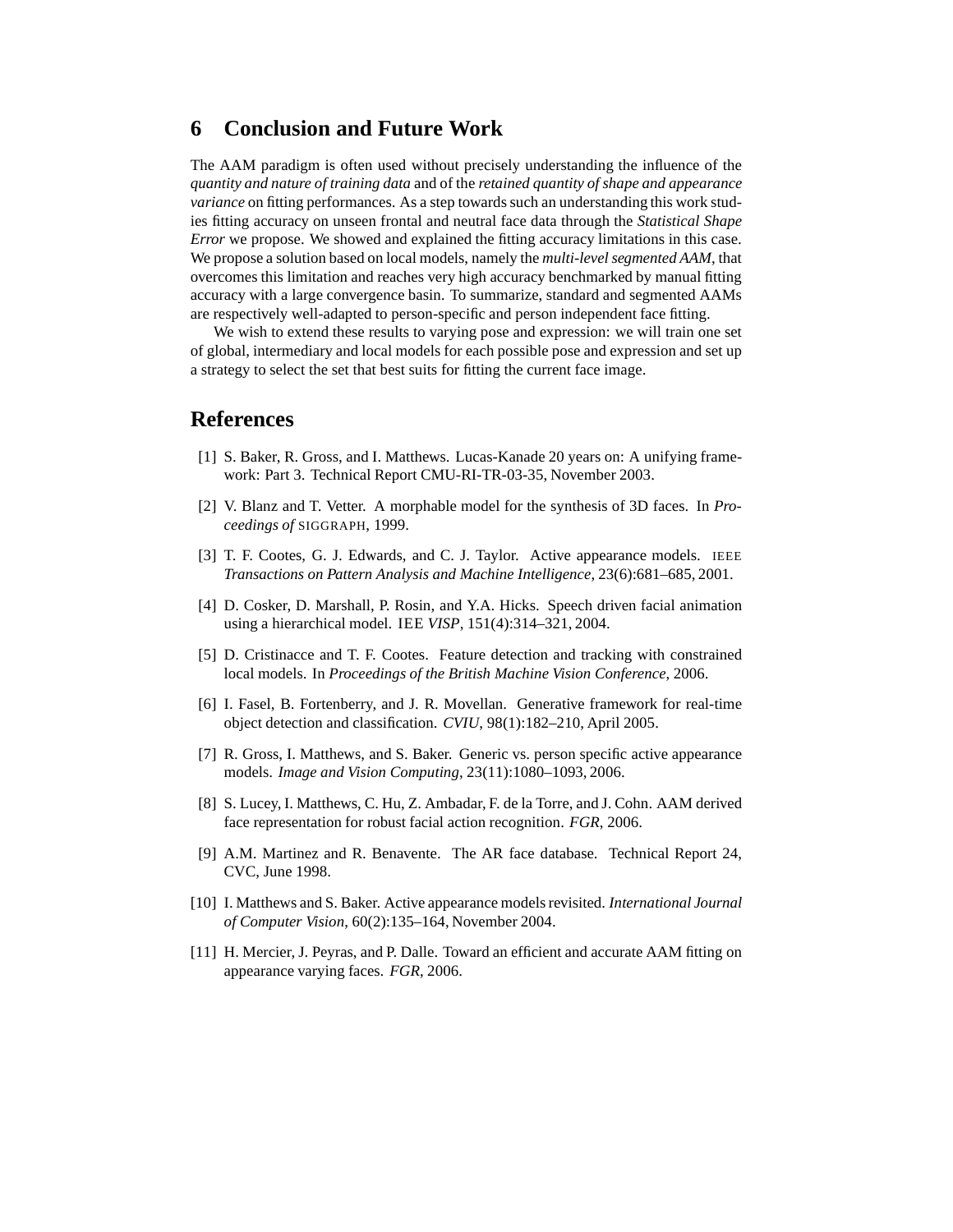## 6 Conclusion and Future Work

The AAM paradigm is often used without precisely understanding the influence of the *quantity and nature of training data* and of the *retained quantity of shape and appearance variance* on fitting performances. As a step towards such an understanding this work studies fitting accuracy on unseen frontal and neutral face data through the *Statistical Shape Error* we propose. We showed and explained the fitting accuracy limitations in this case. We propose a solution based on local models, namely the *multi-level segmented AAM*, that overcomes this limitation and reaches very high accuracy benchmarked by manual fitting accuracy with a large convergence basin. To summarize, standard and segmented AAMs are respectively well-adapted to person-specific and person independent face fitting.

We wish to extend these results to varying pose and expression: we will train one set of global, intermediary and local models for each possible pose and expression and set up a strategy to select the set that best suits for fitting the current face image.

## References

[1] S. Baker, R. Gross, and I. Matthews. Lucas-Kanade 20 years on: A unifying framework: Part 3. Technical Report CMU-RI-TR-03-35, November 2003.

[2] V. Blanz and T. Vetter. A morphable model for the synthesis of 3D faces. In *Proceedings of* SIGGRAPH, 1999.

[3] T. F. Cootes, G. J. Edwards, and C. J. Taylor. Active appearance models. IEEE *Transactions on Pattern Analysis and Machine Intelligence*, 23(6):681–685, 2001.

[4] D. Cosker, D. Marshall, P. Rosin, and Y.A. Hicks. Speech driven facial animation using a hierarchical model. IEE *VISP*, 151(4):314–321, 2004.

[5] D. Cristinacce and T. F. Cootes. Feature detection and tracking with constrained local models. In *Proceedings of the British Machine Vision Conference*, 2006.

[6] I. Fasel, B. Fortenberry, and J. R. Movellan. Generative framework for real-time object detection and classification. *CVIU*, 98(1):182–210, April 2005.

[7] R. Gross, I. Matthews, and S. Baker. Generic vs. person specific active appearance models. *Image and Vision Computing*, 23(11):1080–1093, 2006.

[8] S. Lucey, I. Matthews, C. Hu, Z. Ambadar, F. de la Torre, and J. Cohn. AAM derived face representation for robust facial action recognition. *FGR*, 2006.

[9] A.M. Martinez and R. Benavente. The AR face database. Technical Report 24, CVC, June 1998.

[10] I. Matthews and S. Baker. Active appearance models revisited. *International Journal of Computer Vision*, 60(2):135–164, November 2004.

[11] H. Mercier, J. Peyras, and P. Dalle. Toward an efficient and accurate AAM fitting on appearance varying faces. *FGR*, 2006.